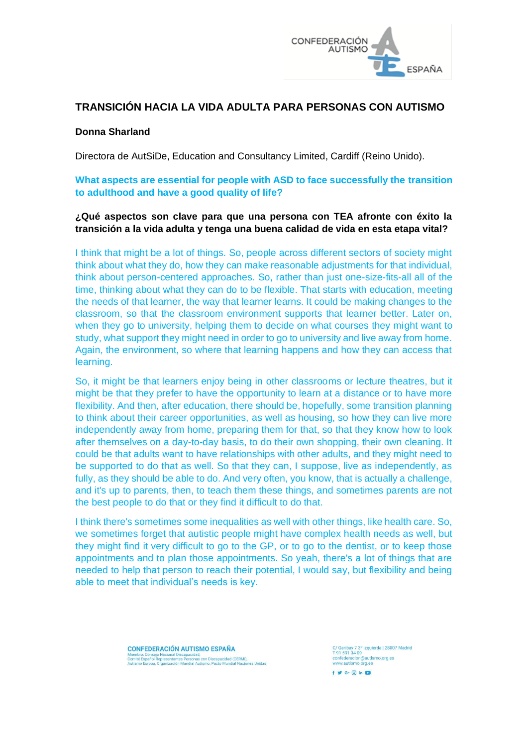# TRANSICIÓN HACIA LA VIDA ADULTA PARA PERSONAS CON AUTISMO

**Donna Sharland**

Directora de AutSiDe, Education and Consultancy Limited, Cardiff (Reino Unido).

**What aspects are essential for people with ASD to face successfully the transition to adulthood and have a good quality of life?**

**¿Qué aspectos son clave para que una persona con TEA afronte con éxito la transición a la vida adulta y tenga una buena calidad de vida en esta etapa vital?**

I think that might be a lot of things. So, people across different sectors of society might think about what they do, how they can make reasonable adjustments for that individual, think about person-centered approaches. So, rather than just one-size-fits-all all of the time, thinking about what they can do to be flexible. That starts with education, meeting the needs of that learner, the way that learner learns. It could be making changes to the classroom, so that the classroom environment supports that learner better. Later on, when they go to university, helping them to decide on what courses they might want to study, what support they might need in order to go to university and live away from home. Again, the environment, so where that learning happens and how they can access that learning.

So, it might be that learners enjoy being in other classrooms or lecture theatres, but it might be that they prefer to have the opportunity to learn at a distance or to have more flexibility. And then, after education, there should be, hopefully, some transition planning to think about their career opportunities, as well as housing, so how they can live more independently away from home, preparing them for that, so that they know how to look after themselves on a day-to-day basis, to do their own shopping, their own cleaning. It could be that adults want to have relationships with other adults, and they might need to be supported to do that as well. So that they can, I suppose, live as independently, as fully, as they should be able to do. And very often, you know, that is actually a challenge, and it's up to parents, then, to teach them these things, and sometimes parents are not the best people to do that or they find it difficult to do that.

I think there's sometimes some inequalities as well with other things, like health care. So, we sometimes forget that autistic people might have complex health needs as well, but they might find it very difficult to go to the GP, or to go to the dentist, or to keep those appointments and to plan those appointments. So yeah, there's a lot of things that are needed to help that person to reach their potential, I would say, but flexibility and being able to meet that individual's needs is key.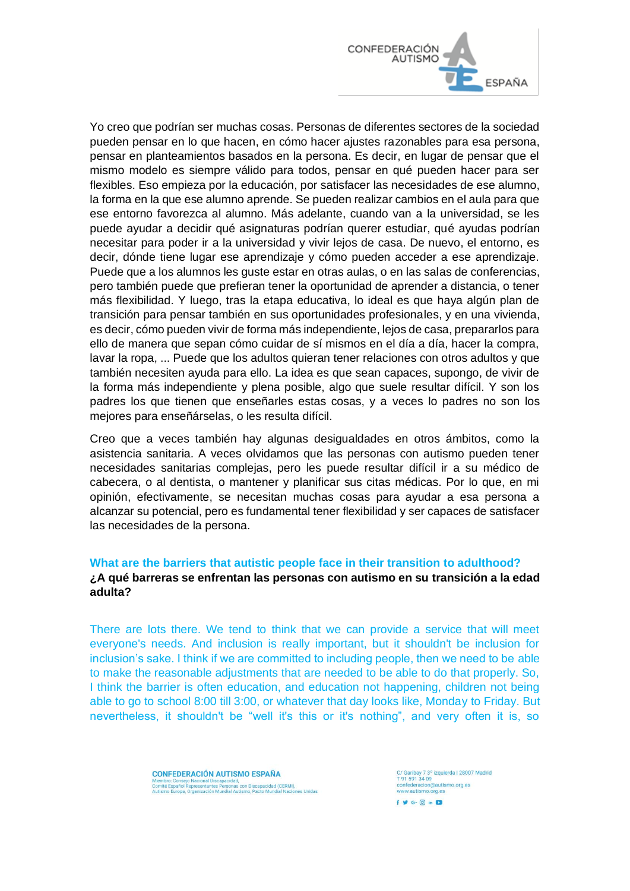Yo creo que podrían ser muchas cosas. Personas de diferentes sectores de la sociedad pueden pensar en lo que hacen, en cómo hacer ajustes razonables para esa persona, pensar en planteamientos basados en la persona. Es decir, en lugar de pensar que el mismo modelo es siempre válido para todos, pensar en qué pueden hacer para ser flexibles. Eso empieza por la educación, por satisfacer las necesidades de ese alumno, la forma en la que ese alumno aprende. Se pueden realizar cambios en el aula para que ese entorno favorezca al alumno. Más adelante, cuando van a la universidad, se les puede ayudar a decidir qué asignaturas podrían querer estudiar, qué ayudas podrían necesitar para poder ir a la universidad y vivir lejos de casa. De nuevo, el entorno, es decir, dónde tiene lugar ese aprendizaje y cómo pueden acceder a ese aprendizaje. Puede que a los alumnos les guste estar en otras aulas, o en las salas de conferencias, pero también puede que prefieran tener la oportunidad de aprender a distancia, o tener más flexibilidad. Y luego, tras la etapa educativa, lo ideal es que haya algún plan de transición para pensar también en sus oportunidades profesionales, y en una vivienda, es decir, cómo pueden vivir de forma más independiente, lejos de casa, prepararlos para ello de manera que sepan cómo cuidar de sí mismos en el día a día, hacer la compra, lavar la ropa, ... Puede que los adultos quieran tener relaciones con otros adultos y que también necesiten ayuda para ello. La idea es que sean capaces, supongo, de vivir de la forma más independiente y plena posible, algo que suele resultar difícil. Y son los padres los que tienen que enseñarles estas cosas, y a veces lo padres no son los mejores para enseñárselas, o les resulta difícil.

Creo que a veces también hay algunas desigualdades en otros ámbitos, como la asistencia sanitaria. A veces olvidamos que las personas con autismo pueden tener necesidades sanitarias complejas, pero les puede resultar difícil ir a su médico de cabecera, o al dentista, o mantener y planificar sus citas médicas. Por lo que, en mi opinión, efectivamente, se necesitan muchas cosas para ayudar a esa persona a alcanzar su potencial, pero es fundamental tener flexibilidad y ser capaces de satisfacer las necesidades de la persona.

**What are the barriers that autistic people face in their transition to adulthood?**
**¿A qué barreras se enfrentan las personas con autismo en su transición a la edad adulta?**

There are lots there. We tend to think that we can provide a service that will meet everyone's needs. And inclusion is really important, but it shouldn't be inclusion for inclusion's sake. I think if we are committed to including people, then we need to be able to make the reasonable adjustments that are needed to be able to do that properly. So, I think the barrier is often education, and education not happening, children not being able to go to school 8:00 till 3:00, or whatever that day looks like, Monday to Friday. But nevertheless, it shouldn't be "well it's this or it's nothing", and very often it is, so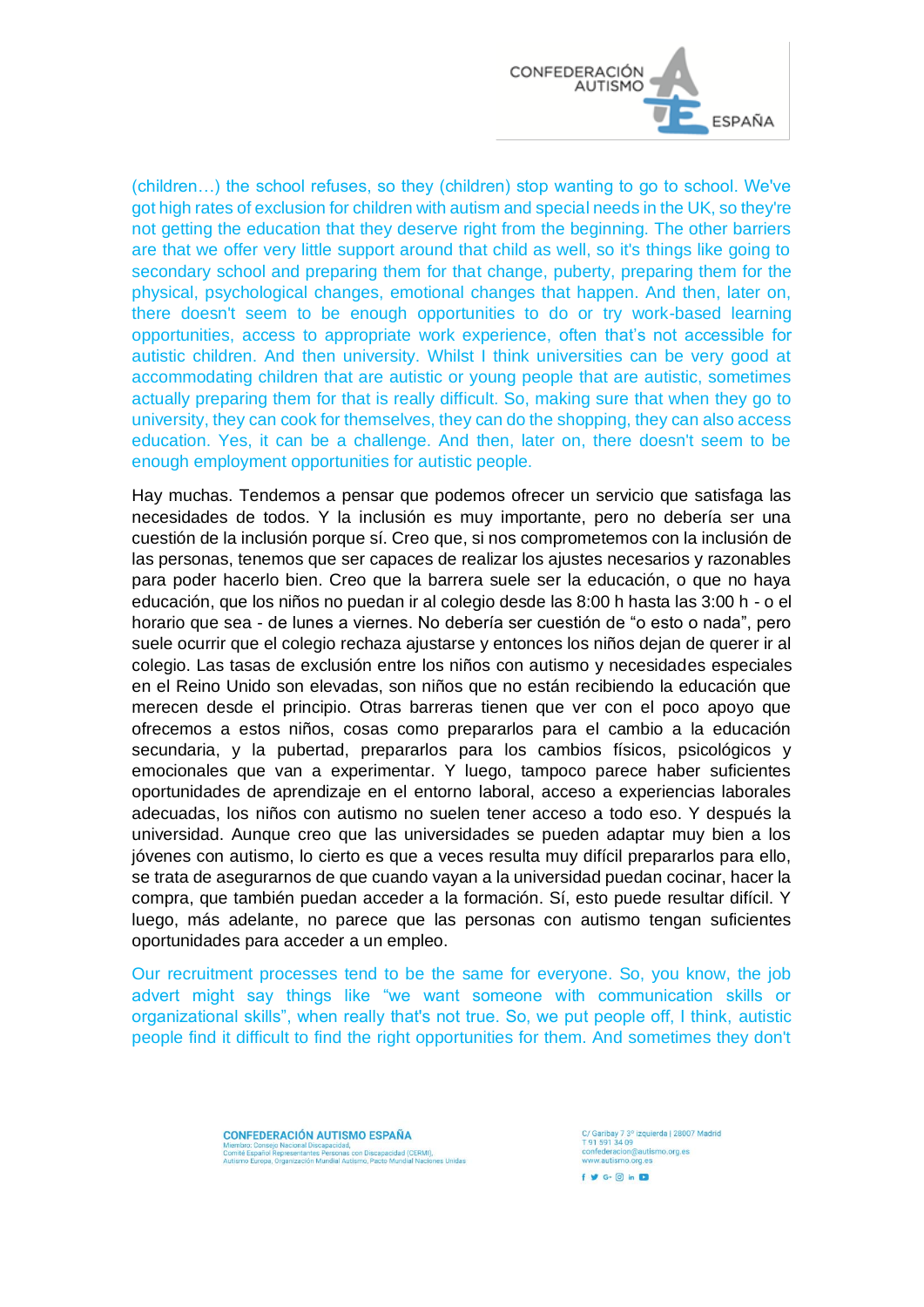(children…) the school refuses, so they (children) stop wanting to go to school. We've got high rates of exclusion for children with autism and special needs in the UK, so they're not getting the education that they deserve right from the beginning. The other barriers are that we offer very little support around that child as well, so it's things like going to secondary school and preparing them for that change, puberty, preparing them for the physical, psychological changes, emotional changes that happen. And then, later on, there doesn't seem to be enough opportunities to do or try work-based learning opportunities, access to appropriate work experience, often that's not accessible for autistic children. And then university. Whilst I think universities can be very good at accommodating children that are autistic or young people that are autistic, sometimes actually preparing them for that is really difficult. So, making sure that when they go to university, they can cook for themselves, they can do the shopping, they can also access education. Yes, it can be a challenge. And then, later on, there doesn't seem to be enough employment opportunities for autistic people.

Hay muchas. Tendemos a pensar que podemos ofrecer un servicio que satisfaga las necesidades de todos. Y la inclusión es muy importante, pero no debería ser una cuestión de la inclusión porque sí. Creo que, si nos comprometemos con la inclusión de las personas, tenemos que ser capaces de realizar los ajustes necesarios y razonables para poder hacerlo bien. Creo que la barrera suele ser la educación, o que no haya educación, que los niños no puedan ir al colegio desde las 8:00 h hasta las 3:00 h - o el horario que sea - de lunes a viernes. No debería ser cuestión de "o esto o nada", pero suele ocurrir que el colegio rechaza ajustarse y entonces los niños dejan de querer ir al colegio. Las tasas de exclusión entre los niños con autismo y necesidades especiales en el Reino Unido son elevadas, son niños que no están recibiendo la educación que merecen desde el principio. Otras barreras tienen que ver con el poco apoyo que ofrecemos a estos niños, cosas como prepararlos para el cambio a la educación secundaria, y la pubertad, prepararlos para los cambios físicos, psicológicos y emocionales que van a experimentar. Y luego, tampoco parece haber suficientes oportunidades de aprendizaje en el entorno laboral, acceso a experiencias laborales adecuadas, los niños con autismo no suelen tener acceso a todo eso. Y después la universidad. Aunque creo que las universidades se pueden adaptar muy bien a los jóvenes con autismo, lo cierto es que a veces resulta muy difícil prepararlos para ello, se trata de asegurarnos de que cuando vayan a la universidad puedan cocinar, hacer la compra, que también puedan acceder a la formación. Sí, esto puede resultar difícil. Y luego, más adelante, no parece que las personas con autismo tengan suficientes oportunidades para acceder a un empleo.

Our recruitment processes tend to be the same for everyone. So, you know, the job advert might say things like "we want someone with communication skills or organizational skills", when really that's not true. So, we put people off, I think, autistic people find it difficult to find the right opportunities for them. And sometimes they don't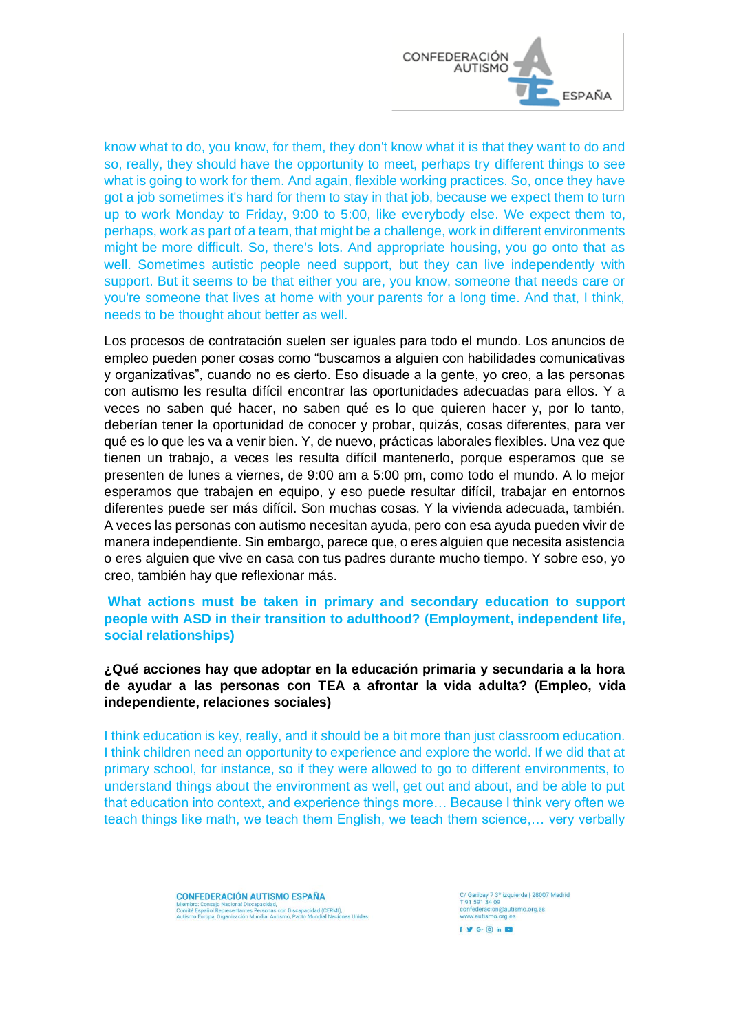know what to do, you know, for them, they don't know what it is that they want to do and so, really, they should have the opportunity to meet, perhaps try different things to see what is going to work for them. And again, flexible working practices. So, once they have got a job sometimes it's hard for them to stay in that job, because we expect them to turn up to work Monday to Friday, 9:00 to 5:00, like everybody else. We expect them to, perhaps, work as part of a team, that might be a challenge, work in different environments might be more difficult. So, there's lots. And appropriate housing, you go onto that as well. Sometimes autistic people need support, but they can live independently with support. But it seems to be that either you are, you know, someone that needs care or you're someone that lives at home with your parents for a long time. And that, I think, needs to be thought about better as well.

Los procesos de contratación suelen ser iguales para todo el mundo. Los anuncios de empleo pueden poner cosas como "buscamos a alguien con habilidades comunicativas y organizativas", cuando no es cierto. Eso disuade a la gente, yo creo, a las personas con autismo les resulta difícil encontrar las oportunidades adecuadas para ellos. Y a veces no saben qué hacer, no saben qué es lo que quieren hacer y, por lo tanto, deberían tener la oportunidad de conocer y probar, quizás, cosas diferentes, para ver qué es lo que les va a venir bien. Y, de nuevo, prácticas laborales flexibles. Una vez que tienen un trabajo, a veces les resulta difícil mantenerlo, porque esperamos que se presenten de lunes a viernes, de 9:00 am a 5:00 pm, como todo el mundo. A lo mejor esperamos que trabajen en equipo, y eso puede resultar difícil, trabajar en entornos diferentes puede ser más difícil. Son muchas cosas. Y la vivienda adecuada, también. A veces las personas con autismo necesitan ayuda, pero con esa ayuda pueden vivir de manera independiente. Sin embargo, parece que, o eres alguien que necesita asistencia o eres alguien que vive en casa con tus padres durante mucho tiempo. Y sobre eso, yo creo, también hay que reflexionar más.

**What actions must be taken in primary and secondary education to support people with ASD in their transition to adulthood? (Employment, independent life, social relationships)**

**¿Qué acciones hay que adoptar en la educación primaria y secundaria a la hora de ayudar a las personas con TEA a afrontar la vida adulta? (Empleo, vida independiente, relaciones sociales)**

I think education is key, really, and it should be a bit more than just classroom education. I think children need an opportunity to experience and explore the world. If we did that at primary school, for instance, so if they were allowed to go to different environments, to understand things about the environment as well, get out and about, and be able to put that education into context, and experience things more… Because I think very often we teach things like math, we teach them English, we teach them science,… very verbally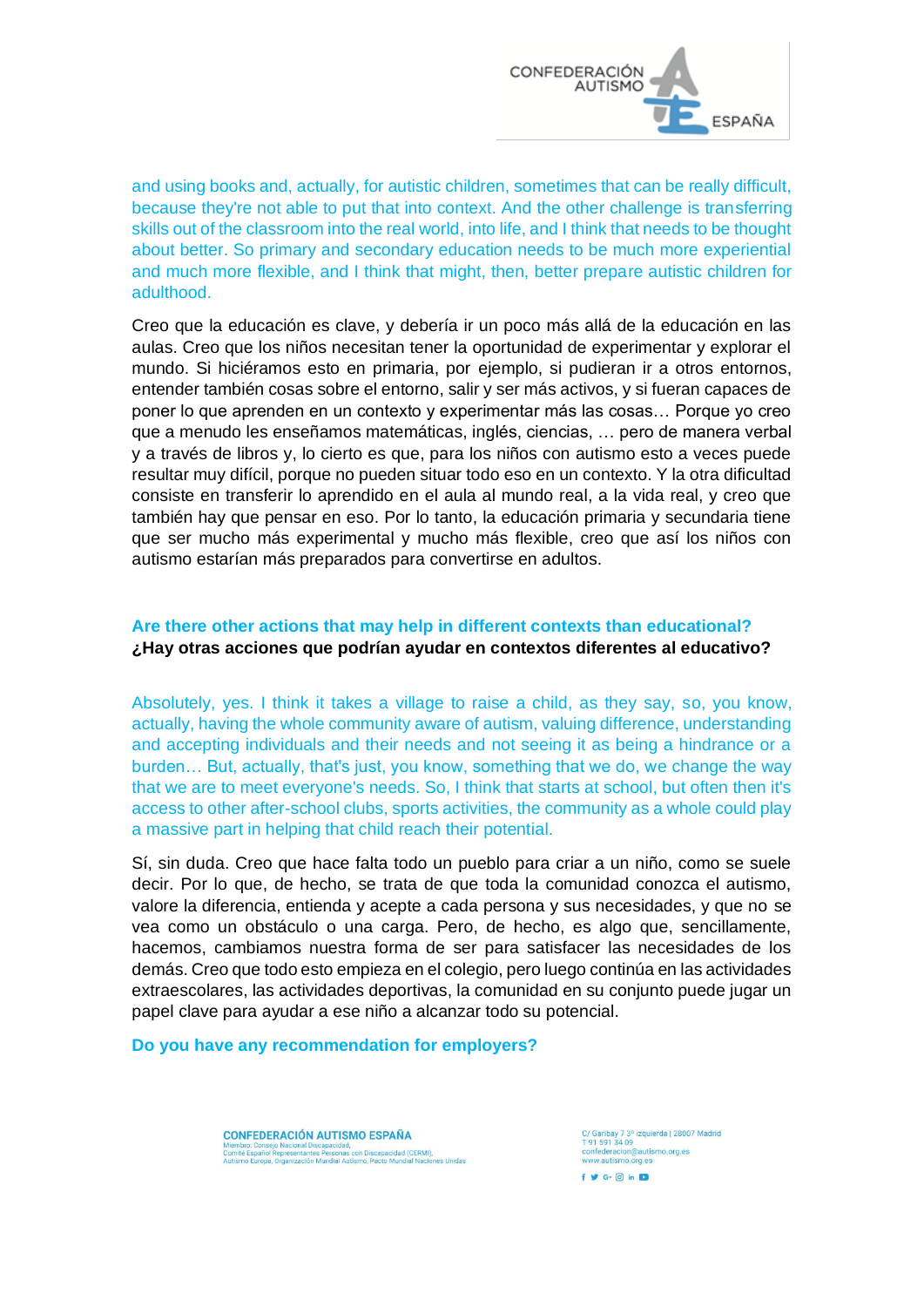and using books and, actually, for autistic children, sometimes that can be really difficult, because they're not able to put that into context. And the other challenge is transferring skills out of the classroom into the real world, into life, and I think that needs to be thought about better. So primary and secondary education needs to be much more experiential and much more flexible, and I think that might, then, better prepare autistic children for adulthood.

Creo que la educación es clave, y debería ir un poco más allá de la educación en las aulas. Creo que los niños necesitan tener la oportunidad de experimentar y explorar el mundo. Si hiciéramos esto en primaria, por ejemplo, si pudieran ir a otros entornos, entender también cosas sobre el entorno, salir y ser más activos, y si fueran capaces de poner lo que aprenden en un contexto y experimentar más las cosas… Porque yo creo que a menudo les enseñamos matemáticas, inglés, ciencias, … pero de manera verbal y a través de libros y, lo cierto es que, para los niños con autismo esto a veces puede resultar muy difícil, porque no pueden situar todo eso en un contexto. Y la otra dificultad consiste en transferir lo aprendido en el aula al mundo real, a la vida real, y creo que también hay que pensar en eso. Por lo tanto, la educación primaria y secundaria tiene que ser mucho más experimental y mucho más flexible, creo que así los niños con autismo estarían más preparados para convertirse en adultos.

**Are there other actions that may help in different contexts than educational?**
**¿Hay otras acciones que podrían ayudar en contextos diferentes al educativo?**

Absolutely, yes. I think it takes a village to raise a child, as they say, so, you know, actually, having the whole community aware of autism, valuing difference, understanding and accepting individuals and their needs and not seeing it as being a hindrance or a burden… But, actually, that's just, you know, something that we do, we change the way that we are to meet everyone's needs. So, I think that starts at school, but often then it's access to other after-school clubs, sports activities, the community as a whole could play a massive part in helping that child reach their potential.

Sí, sin duda. Creo que hace falta todo un pueblo para criar a un niño, como se suele decir. Por lo que, de hecho, se trata de que toda la comunidad conozca el autismo, valore la diferencia, entienda y acepte a cada persona y sus necesidades, y que no se vea como un obstáculo o una carga. Pero, de hecho, es algo que, sencillamente, hacemos, cambiamos nuestra forma de ser para satisfacer las necesidades de los demás. Creo que todo esto empieza en el colegio, pero luego continúa en las actividades extraescolares, las actividades deportivas, la comunidad en su conjunto puede jugar un papel clave para ayudar a ese niño a alcanzar todo su potencial.

**Do you have any recommendation for employers?**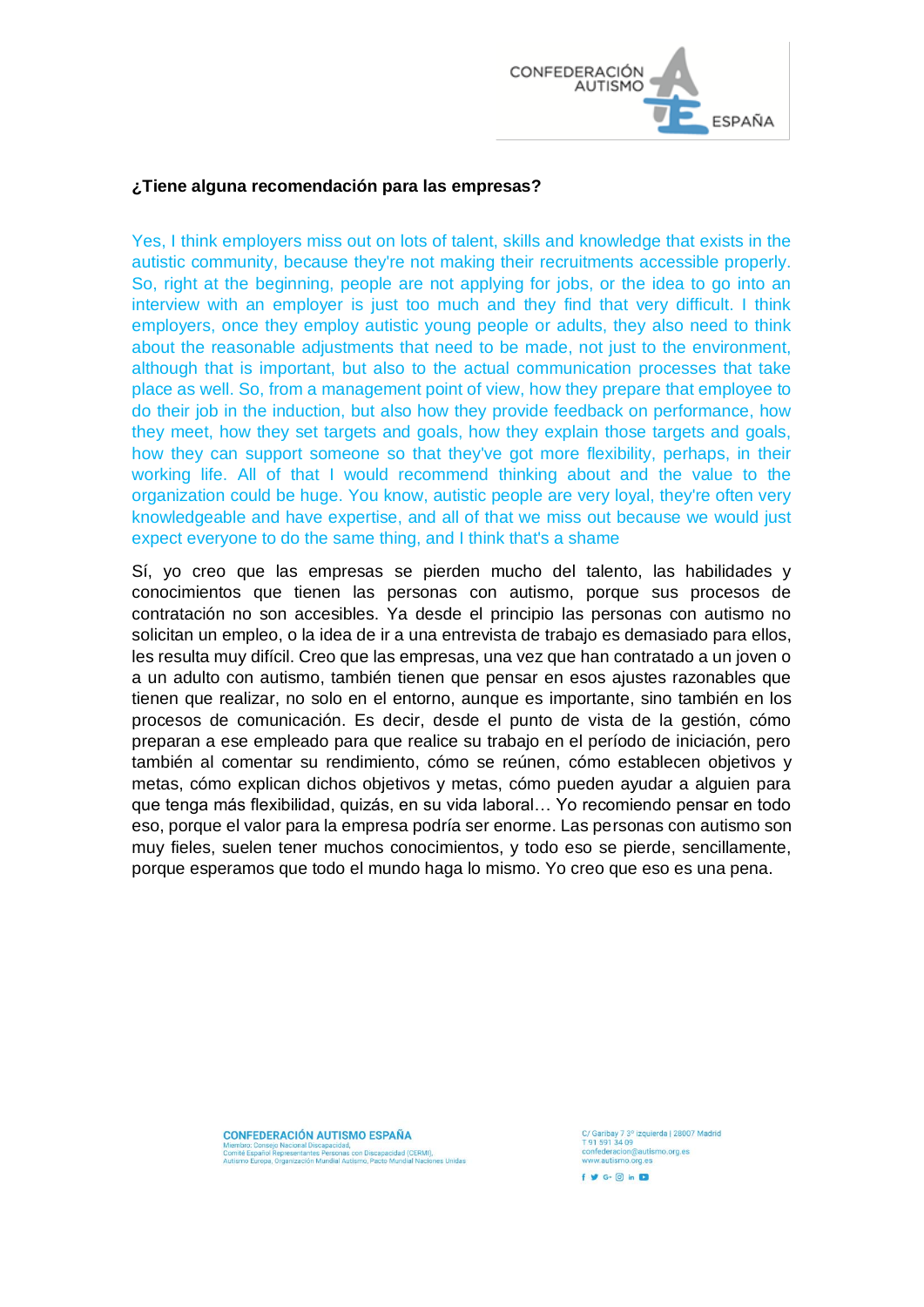**¿Tiene alguna recomendación para las empresas?**

Yes, I think employers miss out on lots of talent, skills and knowledge that exists in the autistic community, because they're not making their recruitments accessible properly. So, right at the beginning, people are not applying for jobs, or the idea to go into an interview with an employer is just too much and they find that very difficult. I think employers, once they employ autistic young people or adults, they also need to think about the reasonable adjustments that need to be made, not just to the environment, although that is important, but also to the actual communication processes that take place as well. So, from a management point of view, how they prepare that employee to do their job in the induction, but also how they provide feedback on performance, how they meet, how they set targets and goals, how they explain those targets and goals, how they can support someone so that they've got more flexibility, perhaps, in their working life. All of that I would recommend thinking about and the value to the organization could be huge. You know, autistic people are very loyal, they're often very knowledgeable and have expertise, and all of that we miss out because we would just expect everyone to do the same thing, and I think that's a shame

Sí, yo creo que las empresas se pierden mucho del talento, las habilidades y conocimientos que tienen las personas con autismo, porque sus procesos de contratación no son accesibles. Ya desde el principio las personas con autismo no solicitan un empleo, o la idea de ir a una entrevista de trabajo es demasiado para ellos, les resulta muy difícil. Creo que las empresas, una vez que han contratado a un joven o a un adulto con autismo, también tienen que pensar en esos ajustes razonables que tienen que realizar, no solo en el entorno, aunque es importante, sino también en los procesos de comunicación. Es decir, desde el punto de vista de la gestión, cómo preparan a ese empleado para que realice su trabajo en el período de iniciación, pero también al comentar su rendimiento, cómo se reúnen, cómo establecen objetivos y metas, cómo explican dichos objetivos y metas, cómo pueden ayudar a alguien para que tenga más flexibilidad, quizás, en su vida laboral… Yo recomiendo pensar en todo eso, porque el valor para la empresa podría ser enorme. Las personas con autismo son muy fieles, suelen tener muchos conocimientos, y todo eso se pierde, sencillamente, porque esperamos que todo el mundo haga lo mismo. Yo creo que eso es una pena.